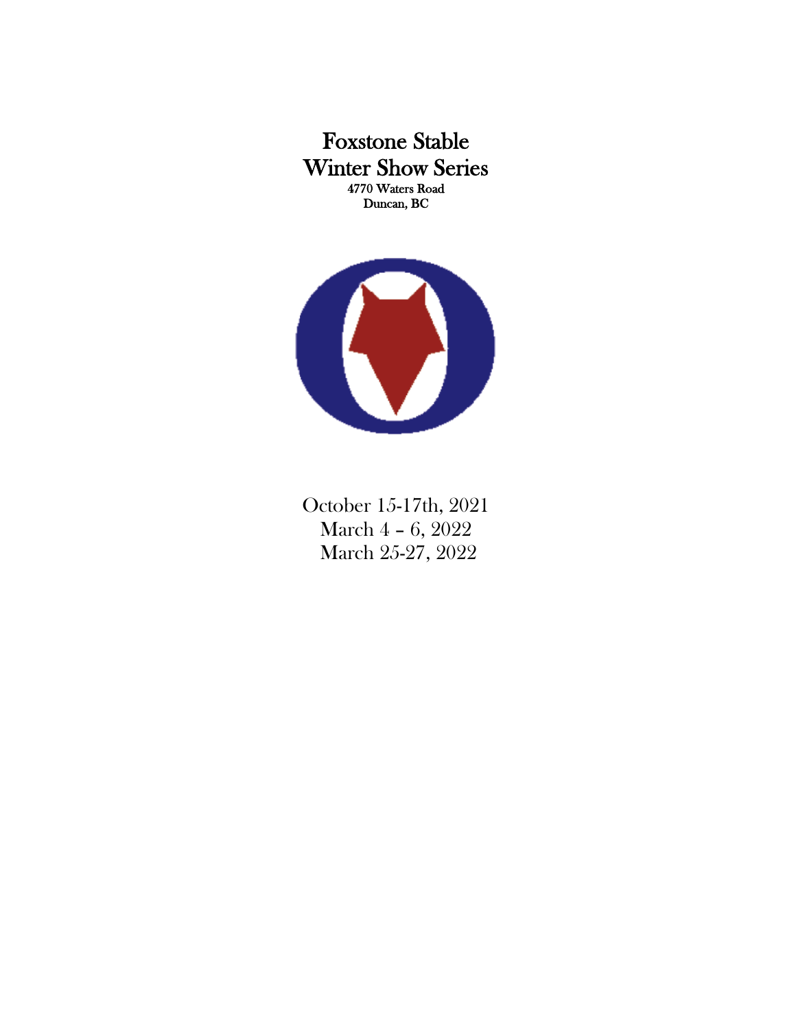# Foxstone Stable
# Winter Show Series

**4770 Waters Road**
**Duncan, BC**

October 15-17th, 2021
March 4 – 6, 2022
March 25-27, 2022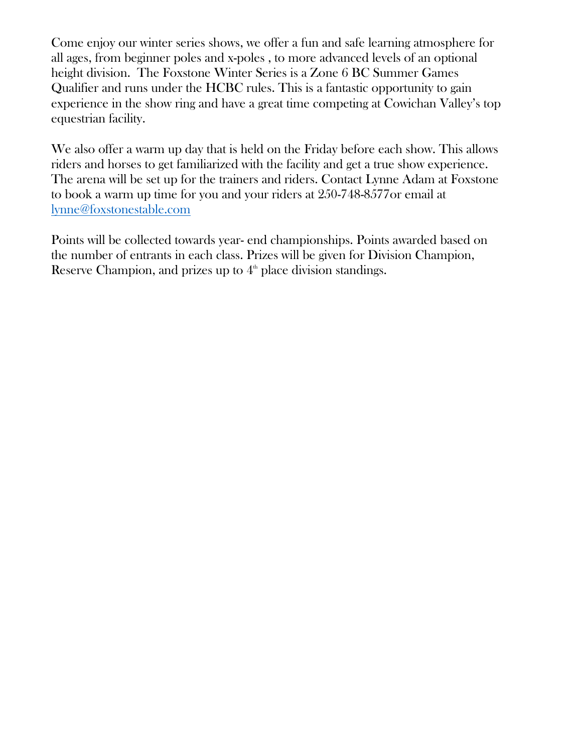Come enjoy our winter series shows, we offer a fun and safe learning atmosphere for all ages, from beginner poles and x-poles , to more advanced levels of an optional height division. The Foxstone Winter Series is a Zone 6 BC Summer Games Qualifier and runs under the HCBC rules. This is a fantastic opportunity to gain experience in the show ring and have a great time competing at Cowichan Valley's top equestrian facility.

We also offer a warm up day that is held on the Friday before each show. This allows riders and horses to get familiarized with the facility and get a true show experience. The arena will be set up for the trainers and riders. Contact Lynne Adam at Foxstone to book a warm up time for you and your riders at 250-748-8577or email at [lynne@foxstonestable.com](mailto:lynne@foxstonestable.com)

Points will be collected towards year- end championships. Points awarded based on the number of entrants in each class. Prizes will be given for Division Champion, Reserve Champion, and prizes up to 4th place division standings.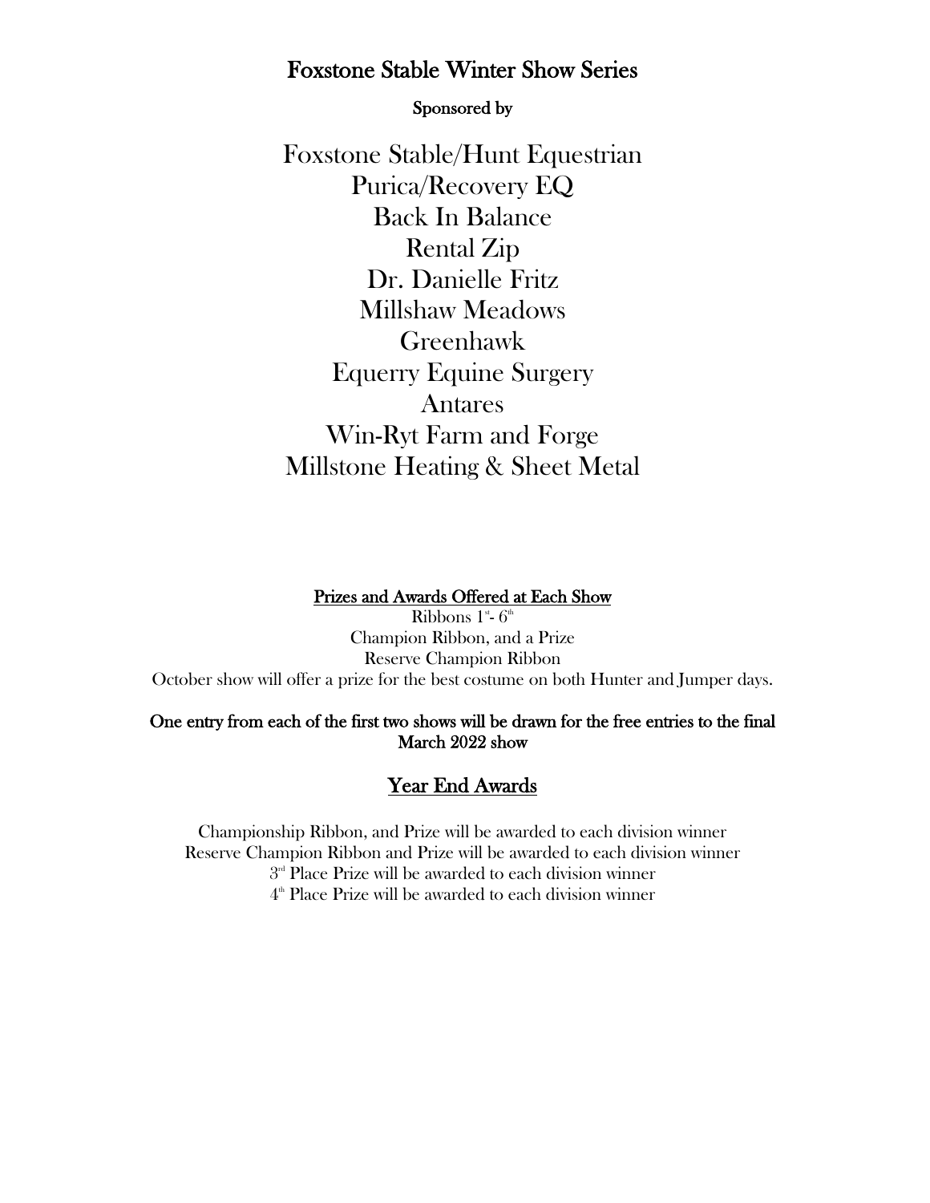# Foxstone Stable Winter Show Series

**Sponsored by**

Foxstone Stable/Hunt Equestrian
Purica/Recovery EQ
Back In Balance
Rental Zip
Dr. Danielle Fritz
Millshaw Meadows
Greenhawk
Equerry Equine Surgery
Antares
Win-Ryt Farm and Forge
Millstone Heating & Sheet Metal

## Prizes and Awards Offered at Each Show

Ribbons 1st- 6th
Champion Ribbon, and a Prize
Reserve Champion Ribbon
October show will offer a prize for the best costume on both Hunter and Jumper days.

**One entry from each of the first two shows will be drawn for the free entries to the final March 2022 show**

## Year End Awards

Championship Ribbon, and Prize will be awarded to each division winner
Reserve Champion Ribbon and Prize will be awarded to each division winner
3rd Place Prize will be awarded to each division winner
4th Place Prize will be awarded to each division winner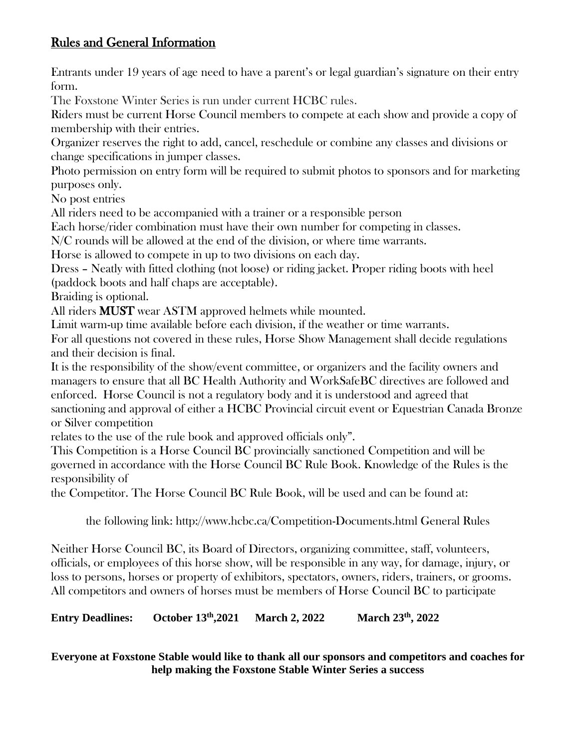## Rules and General Information

Entrants under 19 years of age need to have a parent's or legal guardian's signature on their entry form.

The Foxstone Winter Series is run under current HCBC rules.

Riders must be current Horse Council members to compete at each show and provide a copy of membership with their entries.

Organizer reserves the right to add, cancel, reschedule or combine any classes and divisions or change specifications in jumper classes.

Photo permission on entry form will be required to submit photos to sponsors and for marketing purposes only.

No post entries

All riders need to be accompanied with a trainer or a responsible person

Each horse/rider combination must have their own number for competing in classes.

N/C rounds will be allowed at the end of the division, or where time warrants.

Horse is allowed to compete in up to two divisions on each day.

Dress – Neatly with fitted clothing (not loose) or riding jacket. Proper riding boots with heel (paddock boots and half chaps are acceptable).

Braiding is optional.

All riders **MUST** wear ASTM approved helmets while mounted.

Limit warm-up time available before each division, if the weather or time warrants.

For all questions not covered in these rules, Horse Show Management shall decide regulations and their decision is final.

It is the responsibility of the show/event committee, or organizers and the facility owners and managers to ensure that all BC Health Authority and WorkSafeBC directives are followed and enforced. Horse Council is not a regulatory body and it is understood and agreed that sanctioning and approval of either a HCBC Provincial circuit event or Equestrian Canada Bronze or Silver competition relates to the use of the rule book and approved officials only".

This Competition is a Horse Council BC provincially sanctioned Competition and will be governed in accordance with the Horse Council BC Rule Book. Knowledge of the Rules is the responsibility of the Competitor. The Horse Council BC Rule Book, will be used and can be found at:

the following link: http://www.hcbc.ca/Competition-Documents.html General Rules

Neither Horse Council BC, its Board of Directors, organizing committee, staff, volunteers, officials, or employees of this horse show, will be responsible in any way, for damage, injury, or loss to persons, horses or property of exhibitors, spectators, owners, riders, trainers, or grooms. All competitors and owners of horses must be members of Horse Council BC to participate

**Entry Deadlines: October 13th,2021 March 2, 2022 March 23th, 2022**

**Everyone at Foxstone Stable would like to thank all our sponsors and competitors and coaches for help making the Foxstone Stable Winter Series a success**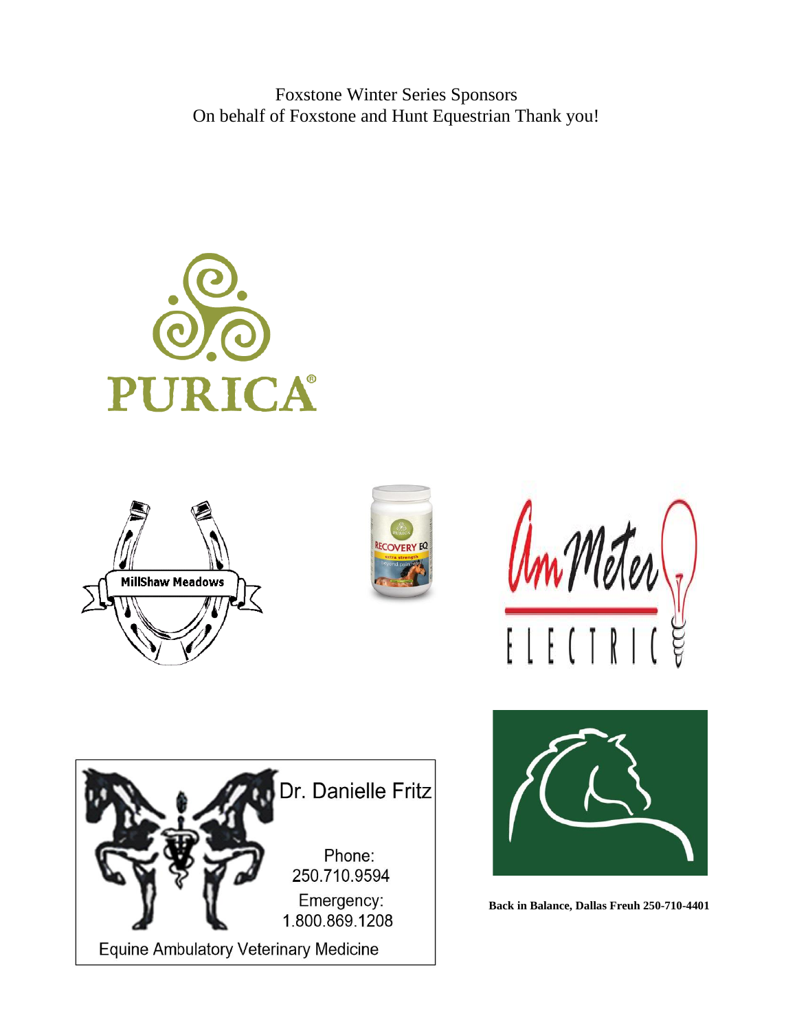Foxstone Winter Series Sponsors
On behalf of Foxstone and Hunt Equestrian Thank you!

PURICA®

MillShaw Meadows

RECOVERY EQ

AmMeter ELECTRIC

Dr. Danielle Fritz

Phone:
250.710.9594

Emergency:
1.800.869.1208

Equine Ambulatory Veterinary Medicine

**Back in Balance, Dallas Freuh 250-710-4401**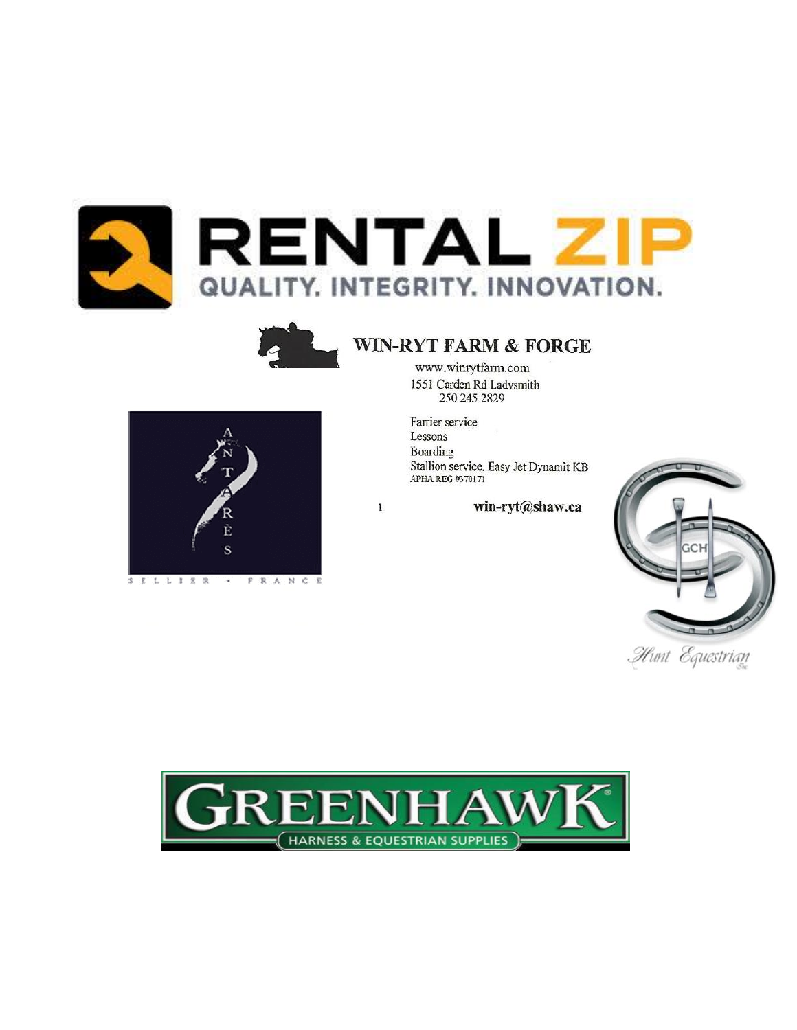RENTAL ZIP

QUALITY. INTEGRITY. INNOVATION.

**WIN-RYT FARM & FORGE**

www.winrytfarm.com
1551 Carden Rd Ladysmith
250 245 2829

Farrier service
Lessons
Boarding
Stallion service. Easy Jet Dynamit KB
APHA REG #370171

**win-ryt@shaw.ca**

ANTARÈS

SELLIER • FRANCE

GCH

Hunt Equestrian

GREENHAWK

HARNESS & EQUESTRIAN SUPPLIES